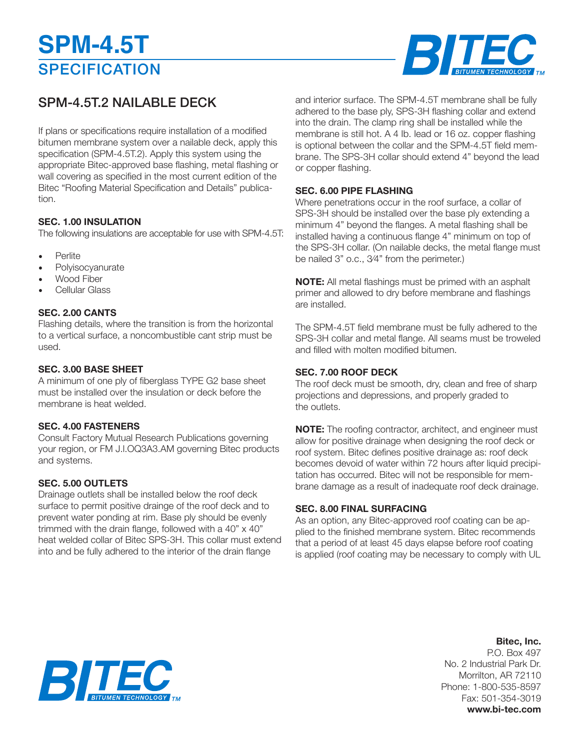# SPM-4.5T

## SPECIFICATION

## SPM-4.5T.2 NAILABLE DECK

If plans or specifications require installation of a modified bitumen membrane system over a nailable deck, apply this specification (SPM-4.5T.2). Apply this system using the appropriate Bitec-approved base flashing, metal flashing or wall covering as specified in the most current edition of the Bitec "Roofing Material Specification and Details" publication.

### SEC. 1.00 INSULATION

The following insulations are acceptable for use with SPM-4.5T:

- Perlite
- Polyisocyanurate
- Wood Fiber
- Cellular Glass

### SEC. 2.00 CANTS

Flashing details, where the transition is from the horizontal to a vertical surface, a noncombustible cant strip must be used.

### SEC. 3.00 BASE SHEET

A minimum of one ply of fiberglass TYPE G2 base sheet must be installed over the insulation or deck before the membrane is heat welded.

### SEC. 4.00 FASTENERS

Consult Factory Mutual Research Publications governing your region, or FM J.I.OQ3A3.AM governing Bitec products and systems.

### SEC. 5.00 OUTLETS

Drainage outlets shall be installed below the roof deck surface to permit positive drainge of the roof deck and to prevent water ponding at rim. Base ply should be evenly trimmed with the drain flange, followed with a 40" x 40" heat welded collar of Bitec SPS-3H. This collar must extend into and be fully adhered to the interior of the drain flange and interior surface. The SPM-4.5T membrane shall be fully adhered to the base ply, SPS-3H flashing collar and extend into the drain. The clamp ring shall be installed while the membrane is still hot. A 4 lb. lead or 16 oz. copper flashing is optional between the collar and the SPM-4.5T field membrane. The SPS-3H collar should extend 4" beyond the lead or copper flashing.

### SEC. 6.00 PIPE FLASHING

Where penetrations occur in the roof surface, a collar of SPS-3H should be installed over the base ply extending a minimum 4" beyond the flanges. A metal flashing shall be installed having a continuous flange 4" minimum on top of the SPS-3H collar. (On nailable decks, the metal flange must be nailed 3" o.c., 3⁄4" from the perimeter.)

**NOTE:** All metal flashings must be primed with an asphalt primer and allowed to dry before membrane and flashings are installed.

The SPM-4.5T field membrane must be fully adhered to the SPS-3H collar and metal flange. All seams must be troweled and filled with molten modified bitumen.

### SEC. 7.00 ROOF DECK

The roof deck must be smooth, dry, clean and free of sharp projections and depressions, and properly graded to the outlets.

**NOTE:** The roofing contractor, architect, and engineer must allow for positive drainage when designing the roof deck or roof system. Bitec defines positive drainage as: roof deck becomes devoid of water within 72 hours after liquid precipitation has occurred. Bitec will not be responsible for membrane damage as a result of inadequate roof deck drainage.

### SEC. 8.00 FINAL SURFACING

As an option, any Bitec-approved roof coating can be applied to the finished membrane system. Bitec recommends that a period of at least 45 days elapse before roof coating is applied (roof coating may be necessary to comply with UL

**Bitec, Inc.**
P.O. Box 497
No. 2 Industrial Park Dr.
Morrilton, AR 72110
Phone: 1-800-535-8597
Fax: 501-354-3019
**www.bi-tec.com**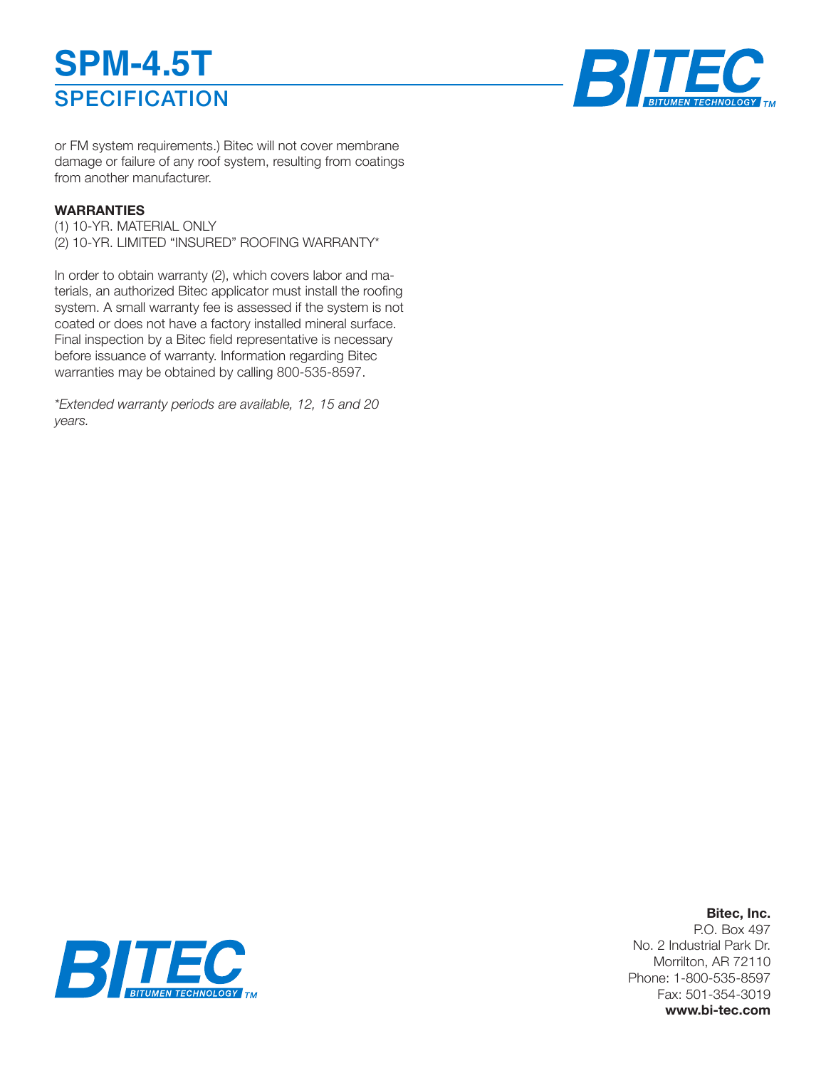or FM system requirements.) Bitec will not cover membrane damage or failure of any roof system, resulting from coatings from another manufacturer.

**WARRANTIES**

(1) 10-YR. MATERIAL ONLY
(2) 10-YR. LIMITED "INSURED" ROOFING WARRANTY*

In order to obtain warranty (2), which covers labor and materials, an authorized Bitec applicator must install the roofing system. A small warranty fee is assessed if the system is not coated or does not have a factory installed mineral surface. Final inspection by a Bitec field representative is necessary before issuance of warranty. Information regarding Bitec warranties may be obtained by calling 800-535-8597.

*\*Extended warranty periods are available, 12, 15 and 20 years.*

**Bitec, Inc.**
P.O. Box 497
No. 2 Industrial Park Dr.
Morrilton, AR 72110
Phone: 1-800-535-8597
Fax: 501-354-3019
**www.bi-tec.com**